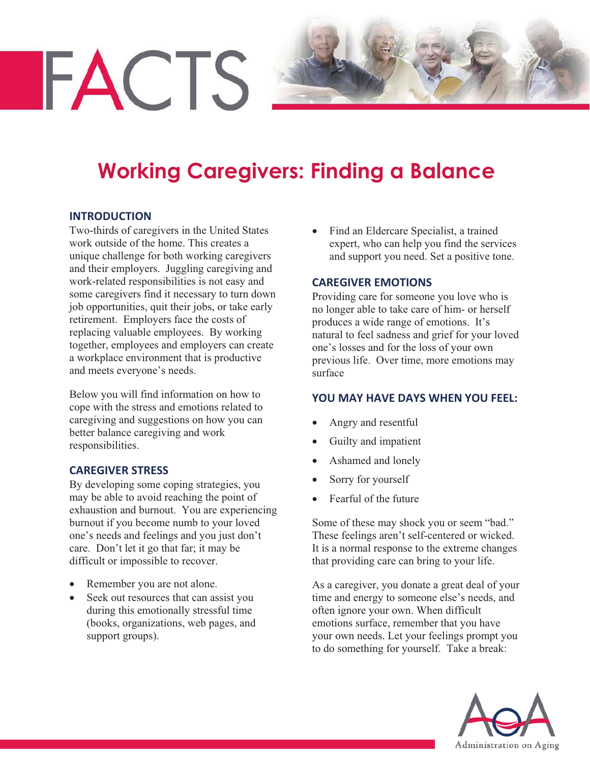# FACTS

## Working Caregivers: Finding a Balance

### INTRODUCTION

Two-thirds of caregivers in the United States work outside of the home. This creates a unique challenge for both working caregivers and their employers. Juggling caregiving and work-related responsibilities is not easy and some caregivers find it necessary to turn down job opportunities, quit their jobs, or take early retirement. Employers face the costs of replacing valuable employees. By working together, employees and employers can create a workplace environment that is productive and meets everyone's needs.

Below you will find information on how to cope with the stress and emotions related to caregiving and suggestions on how you can better balance caregiving and work responsibilities.

### CAREGIVER STRESS

By developing some coping strategies, you may be able to avoid reaching the point of exhaustion and burnout. You are experiencing burnout if you become numb to your loved one's needs and feelings and you just don't care. Don't let it go that far; it may be difficult or impossible to recover.

- Remember you are not alone.
- Seek out resources that can assist you during this emotionally stressful time (books, organizations, web pages, and support groups).
- Find an Eldercare Specialist, a trained expert, who can help you find the services and support you need. Set a positive tone.

### CAREGIVER EMOTIONS

Providing care for someone you love who is no longer able to take care of him- or herself produces a wide range of emotions. It's natural to feel sadness and grief for your loved one's losses and for the loss of your own previous life. Over time, more emotions may surface

### YOU MAY HAVE DAYS WHEN YOU FEEL:

- Angry and resentful
- Guilty and impatient
- Ashamed and lonely
- Sorry for yourself
- Fearful of the future

Some of these may shock you or seem "bad." These feelings aren't self-centered or wicked. It is a normal response to the extreme changes that providing care can bring to your life.

As a caregiver, you donate a great deal of your time and energy to someone else's needs, and often ignore your own. When difficult emotions surface, remember that you have your own needs. Let your feelings prompt you to do something for yourself. Take a break:

Administration on Aging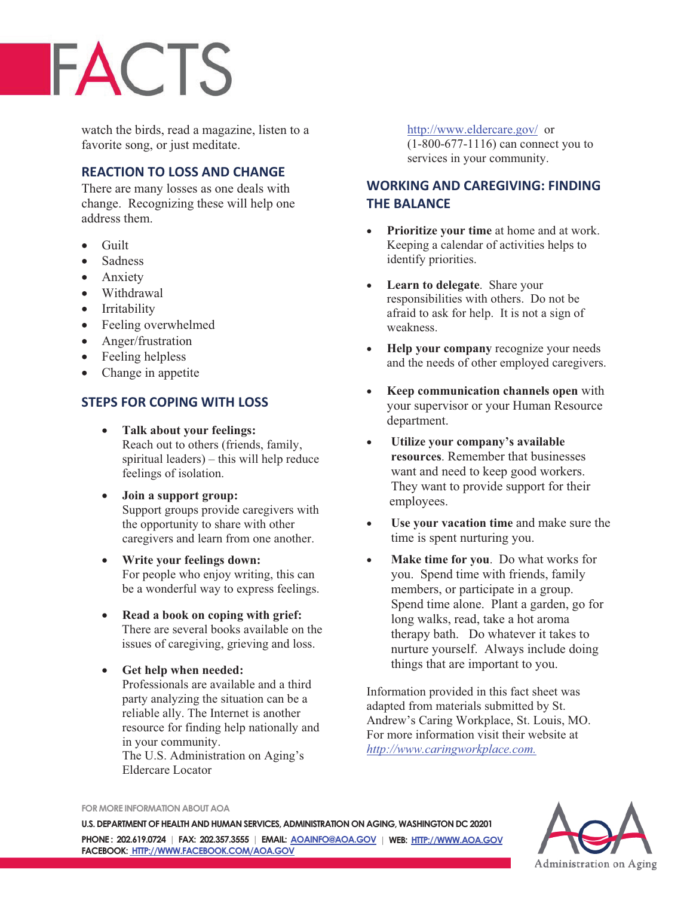watch the birds, read a magazine, listen to a favorite song, or just meditate.

## REACTION TO LOSS AND CHANGE

There are many losses as one deals with change. Recognizing these will help one address them.

- Guilt
- Sadness
- Anxiety
- Withdrawal
- Irritability
- Feeling overwhelmed
- Anger/frustration
- Feeling helpless
- Change in appetite

## STEPS FOR COPING WITH LOSS

- **Talk about your feelings:** Reach out to others (friends, family, spiritual leaders) – this will help reduce feelings of isolation.
- **Join a support group:** Support groups provide caregivers with the opportunity to share with other caregivers and learn from one another.
- **Write your feelings down:** For people who enjoy writing, this can be a wonderful way to express feelings.
- **Read a book on coping with grief:** There are several books available on the issues of caregiving, grieving and loss.
- **Get help when needed:** Professionals are available and a third party analyzing the situation can be a reliable ally. The Internet is another resource for finding help nationally and in your community. The U.S. Administration on Aging's Eldercare Locator http://www.eldercare.gov/ or (1-800-677-1116) can connect you to services in your community.

## WORKING AND CAREGIVING: FINDING THE BALANCE

- **Prioritize your time** at home and at work. Keeping a calendar of activities helps to identify priorities.
- **Learn to delegate**. Share your responsibilities with others. Do not be afraid to ask for help. It is not a sign of weakness.
- **Help your company** recognize your needs and the needs of other employed caregivers.
- **Keep communication channels open** with your supervisor or your Human Resource department.
- **Utilize your company's available resources**. Remember that businesses want and need to keep good workers. They want to provide support for their employees.
- **Use your vacation time** and make sure the time is spent nurturing you.
- **Make time for you**. Do what works for you. Spend time with friends, family members, or participate in a group. Spend time alone. Plant a garden, go for long walks, read, take a hot aroma therapy bath. Do whatever it takes to nurture yourself. Always include doing things that are important to you.

Information provided in this fact sheet was adapted from materials submitted by St. Andrew's Caring Workplace, St. Louis, MO. For more information visit their website at *http://www.caringworkplace.com.*

FOR MORE INFORMATION ABOUT AOA

**U.S. DEPARTMENT OF HEALTH AND HUMAN SERVICES, ADMINISTRATION ON AGING, WASHINGTON DC 20201**

**PHONE: 202.619.0724 | FAX: 202.357.3555 | EMAIL: AOAINFO@AOA.GOV | WEB: HTTP://WWW.AOA.GOV**

**FACEBOOK: HTTP://WWW.FACEBOOK.COM/AOA.GOV**